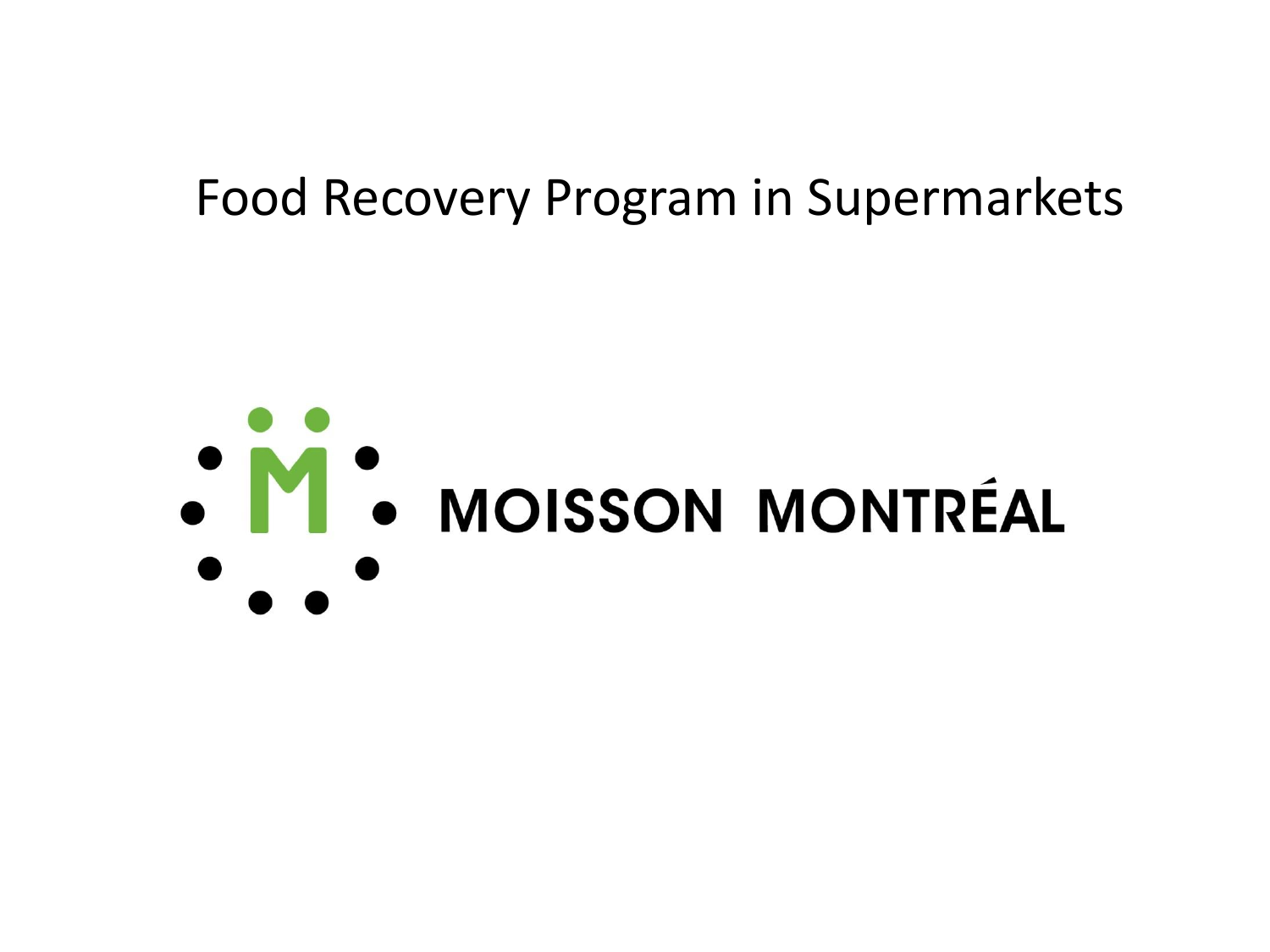# Food Recovery Program in Supermarkets

MOISSON MONTRÉAL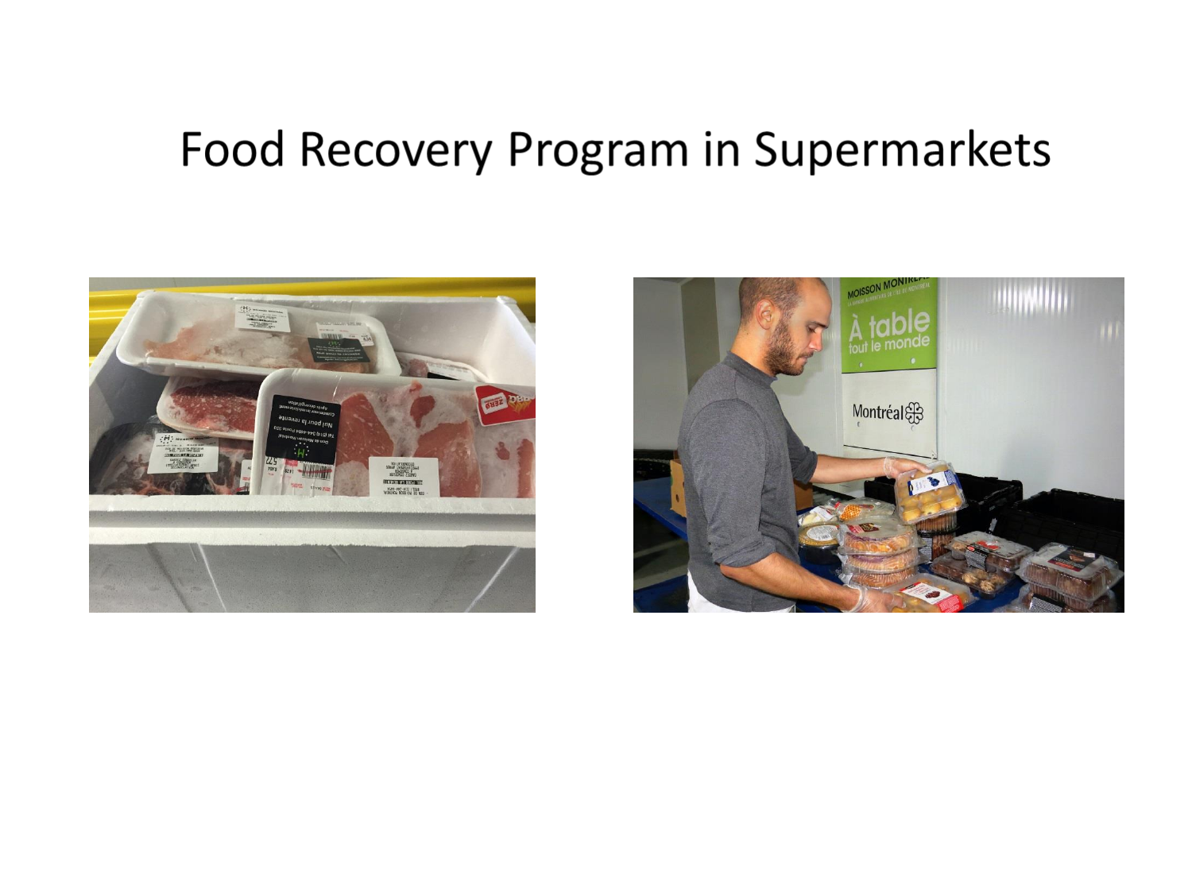# Food Recovery Program in Supermarkets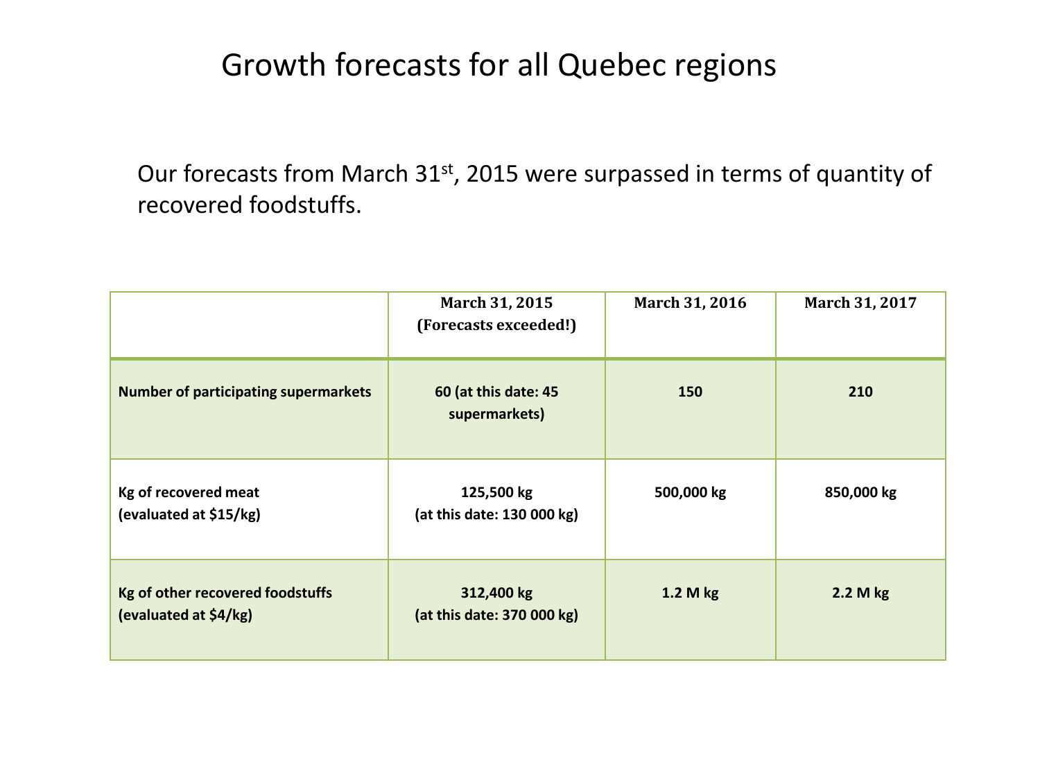# Growth forecasts for all Quebec regions

Our forecasts from March 31st, 2015 were surpassed in terms of quantity of recovered foodstuffs.

| | March 31, 2015 (Forecasts exceeded!) | March 31, 2016 | March 31, 2017 |
|---|---|---|---|
| **Number of participating supermarkets** | **60 (at this date: 45 supermarkets)** | **150** | **210** |
| **Kg of recovered meat (evaluated at $15/kg)** | **125,500 kg (at this date: 130 000 kg)** | **500,000 kg** | **850,000 kg** |
| **Kg of other recovered foodstuffs (evaluated at $4/kg)** | **312,400 kg (at this date: 370 000 kg)** | **1.2 M kg** | **2.2 M kg** |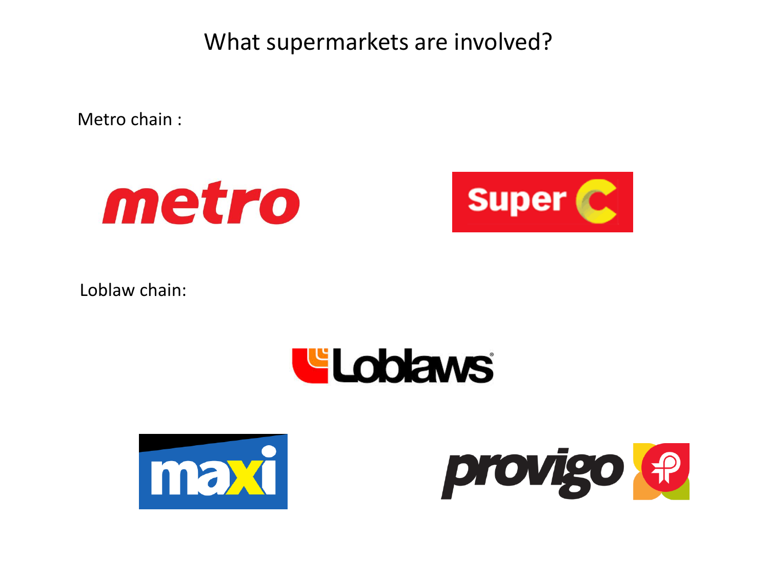# What supermarkets are involved?

Metro chain :

metro

Super C

Loblaw chain:

Loblaws

maxi

provigo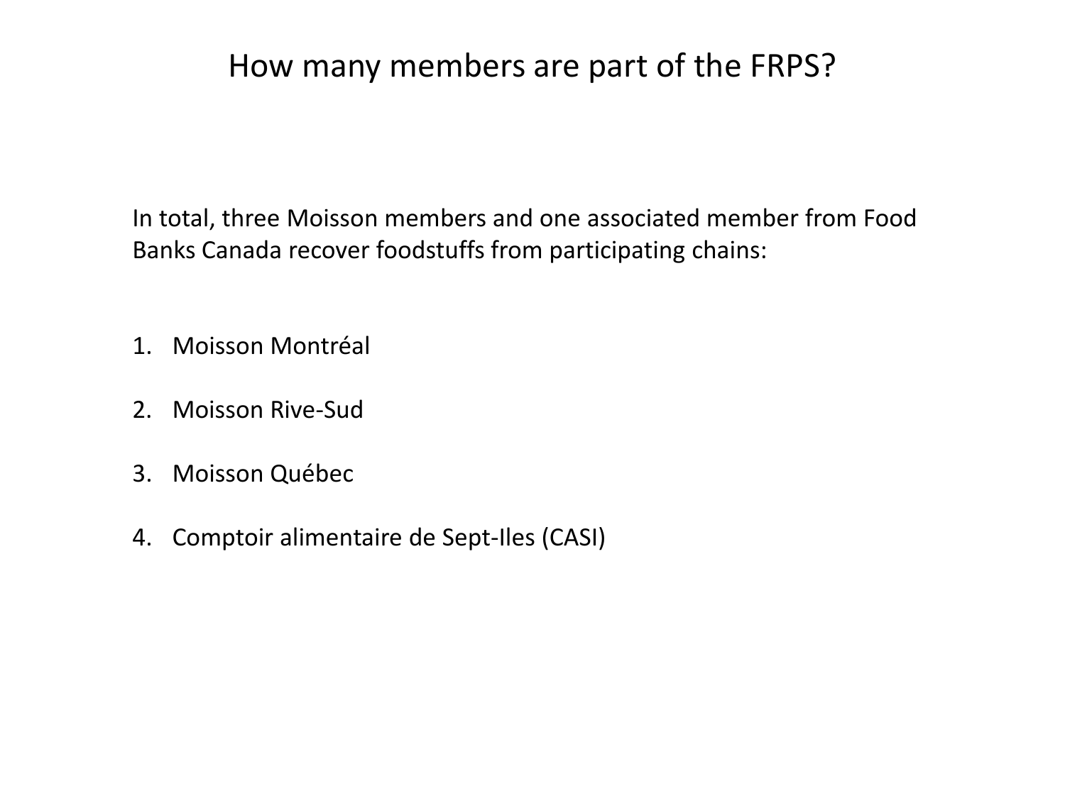# How many members are part of the FRPS?

In total, three Moisson members and one associated member from Food Banks Canada recover foodstuffs from participating chains:

1. Moisson Montréal

2. Moisson Rive-Sud

3. Moisson Québec

4. Comptoir alimentaire de Sept-Iles (CASI)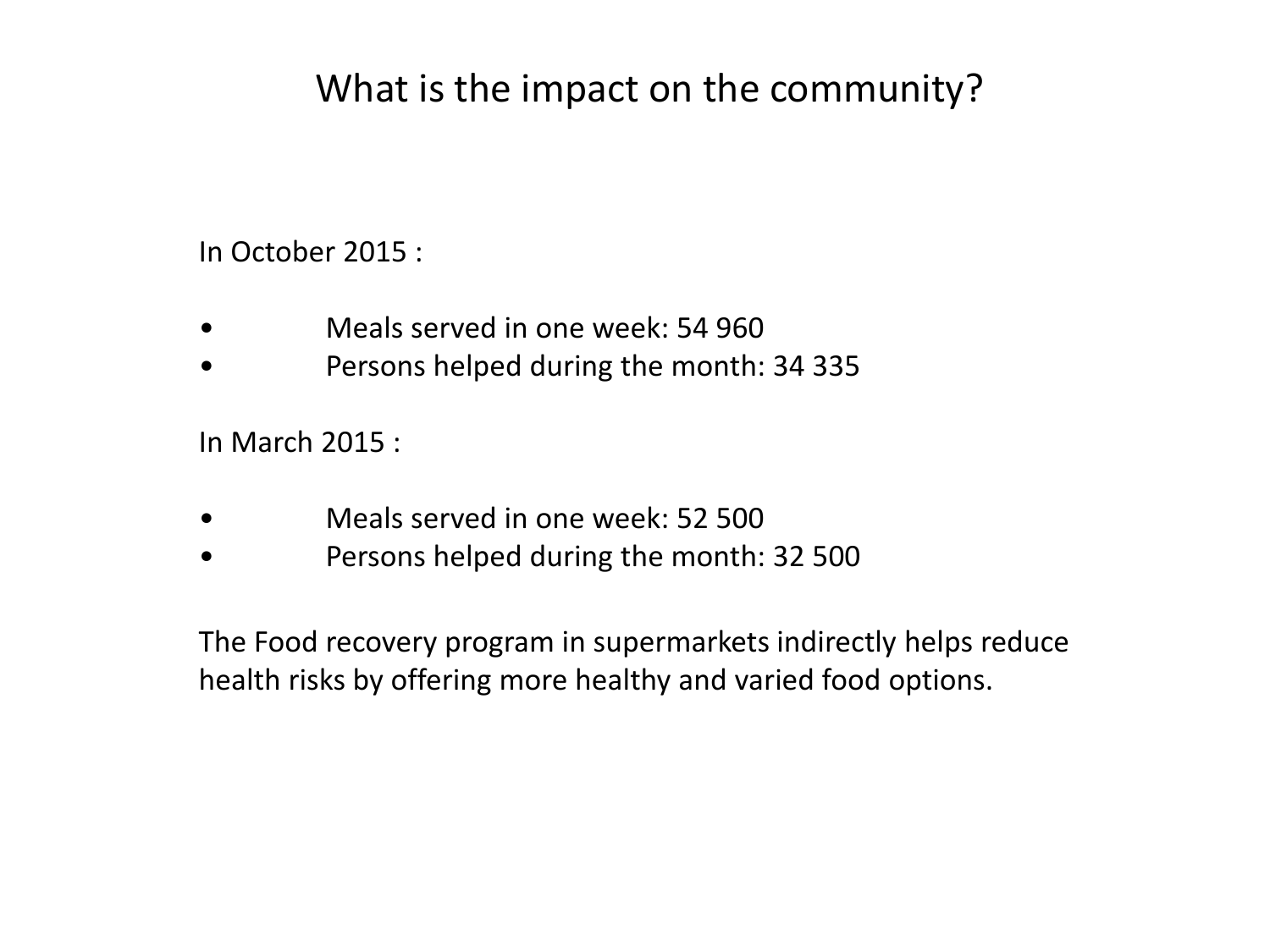# What is the impact on the community?

In October 2015 :

- Meals served in one week: 54 960
- Persons helped during the month: 34 335

In March 2015 :

- Meals served in one week: 52 500
- Persons helped during the month: 32 500

The Food recovery program in supermarkets indirectly helps reduce health risks by offering more healthy and varied food options.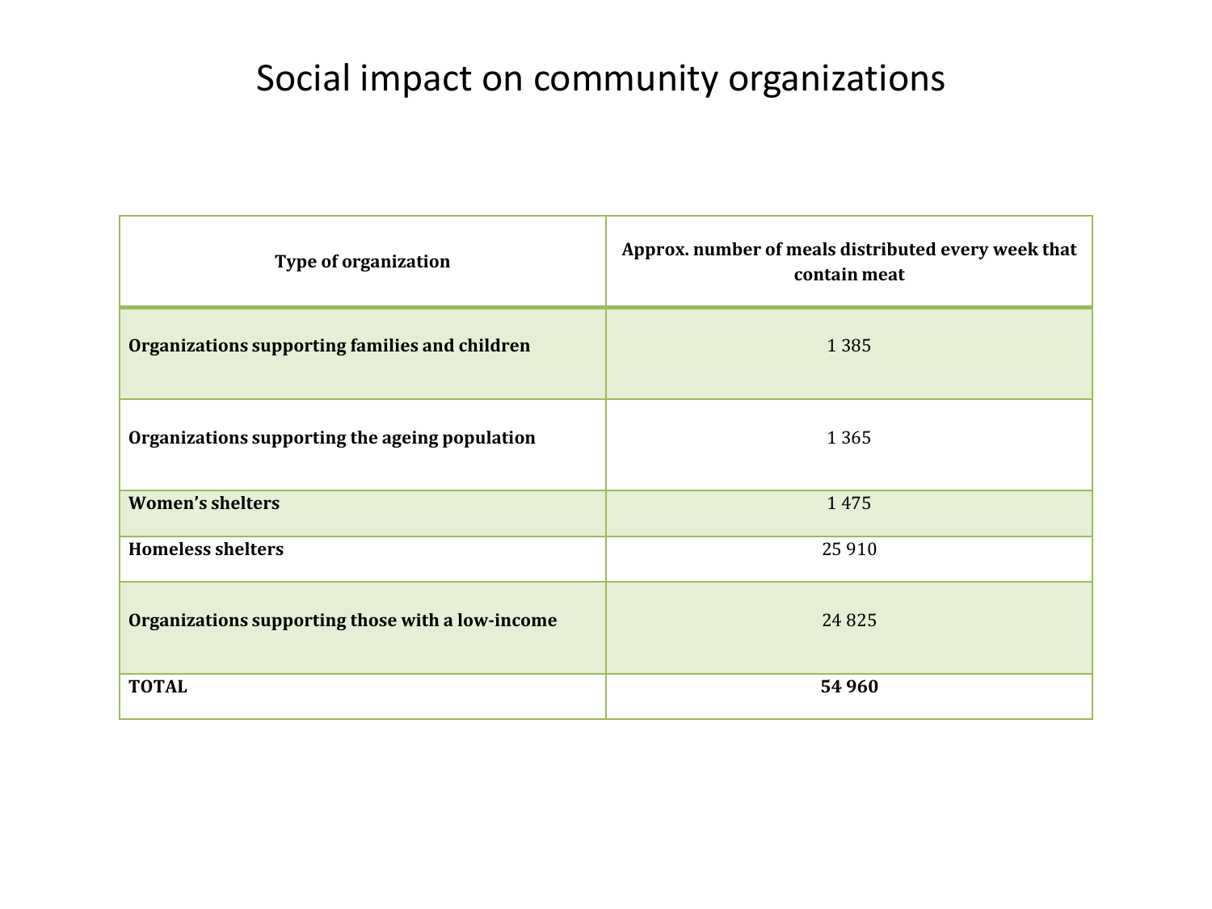# Social impact on community organizations

| Type of organization | Approx. number of meals distributed every week that contain meat |
|---|---|
| **Organizations supporting families and children** | 1 385 |
| **Organizations supporting the ageing population** | 1 365 |
| **Women's shelters** | 1 475 |
| **Homeless shelters** | 25 910 |
| **Organizations supporting those with a low-income** | 24 825 |
| **TOTAL** | **54 960** |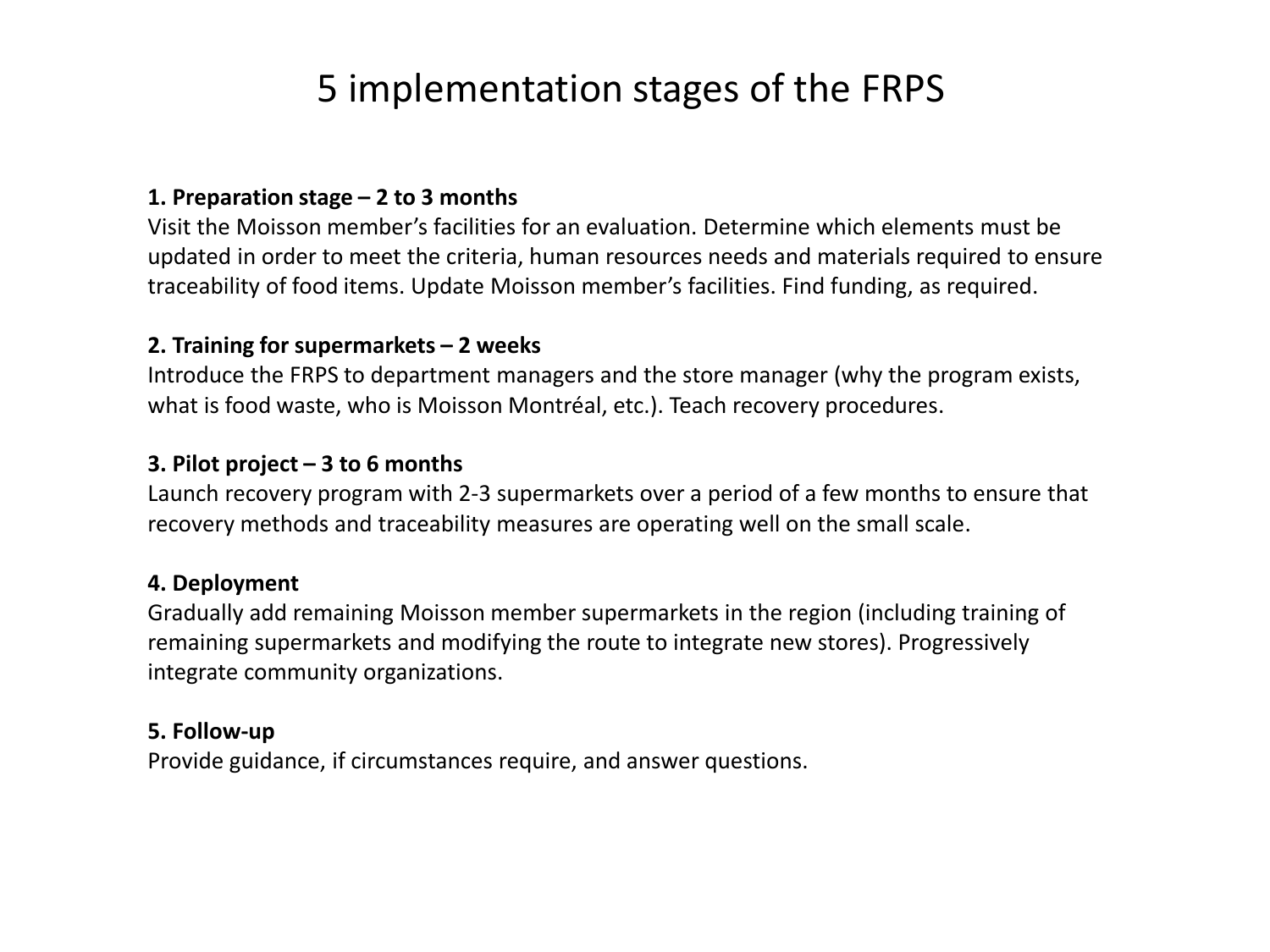# 5 implementation stages of the FRPS

**1. Preparation stage – 2 to 3 months**
Visit the Moisson member's facilities for an evaluation. Determine which elements must be updated in order to meet the criteria, human resources needs and materials required to ensure traceability of food items. Update Moisson member's facilities. Find funding, as required.

**2. Training for supermarkets – 2 weeks**
Introduce the FRPS to department managers and the store manager (why the program exists, what is food waste, who is Moisson Montréal, etc.). Teach recovery procedures.

**3. Pilot project – 3 to 6 months**
Launch recovery program with 2-3 supermarkets over a period of a few months to ensure that recovery methods and traceability measures are operating well on the small scale.

**4. Deployment**
Gradually add remaining Moisson member supermarkets in the region (including training of remaining supermarkets and modifying the route to integrate new stores). Progressively integrate community organizations.

**5. Follow-up**
Provide guidance, if circumstances require, and answer questions.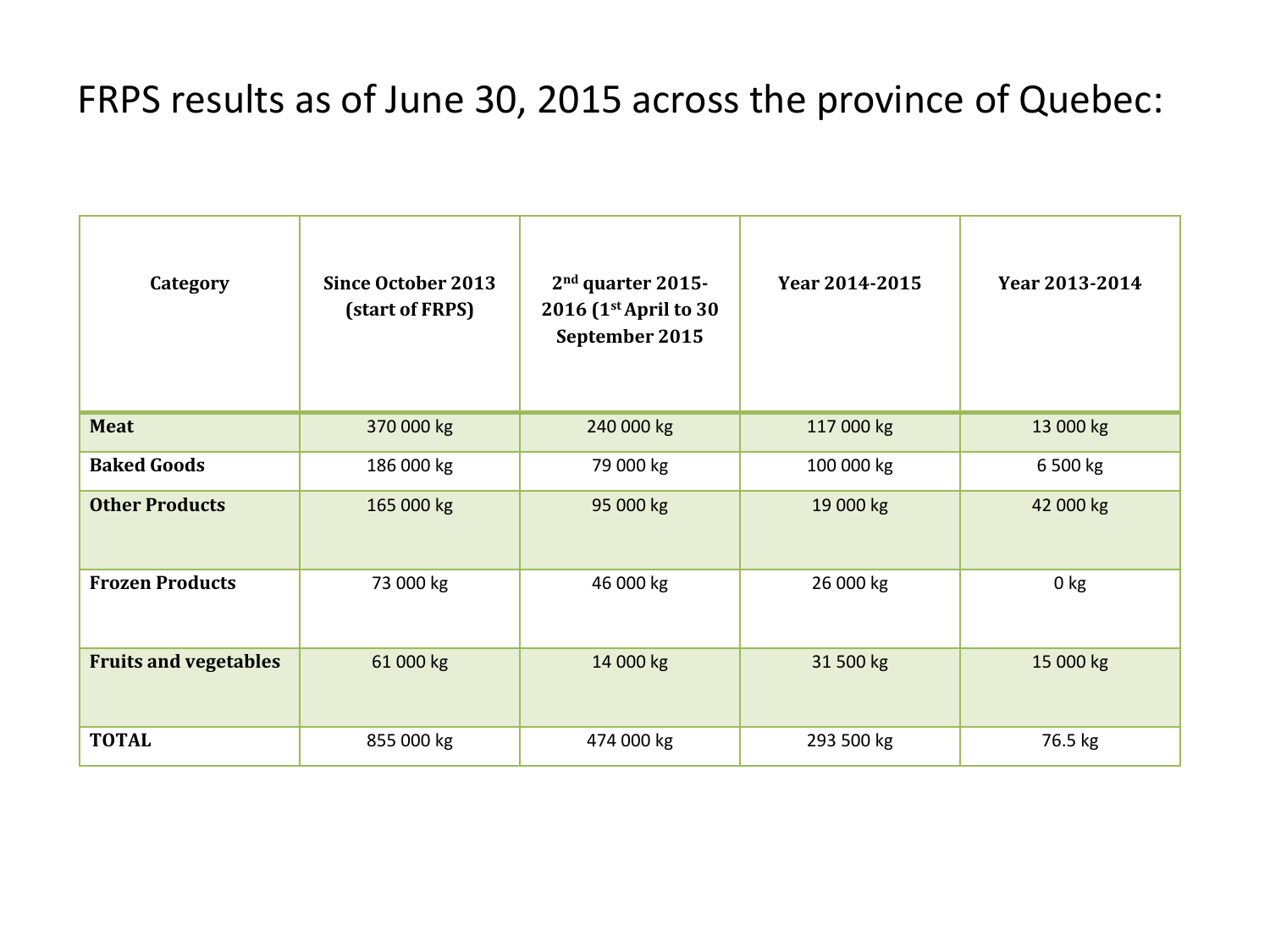# FRPS results as of June 30, 2015 across the province of Quebec:

| Category | Since October 2013 (start of FRPS) | 2nd quarter 2015-2016 (1st April to 30 September 2015 | Year 2014-2015 | Year 2013-2014 |
|---|---|---|---|---|
| **Meat** | 370 000 kg | 240 000 kg | 117 000 kg | 13 000 kg |
| **Baked Goods** | 186 000 kg | 79 000 kg | 100 000 kg | 6 500 kg |
| **Other Products** | 165 000 kg | 95 000 kg | 19 000 kg | 42 000 kg |
| **Frozen Products** | 73 000 kg | 46 000 kg | 26 000 kg | 0 kg |
| **Fruits and vegetables** | 61 000 kg | 14 000 kg | 31 500 kg | 15 000 kg |
| **TOTAL** | 855 000 kg | 474 000 kg | 293 500 kg | 76.5 kg |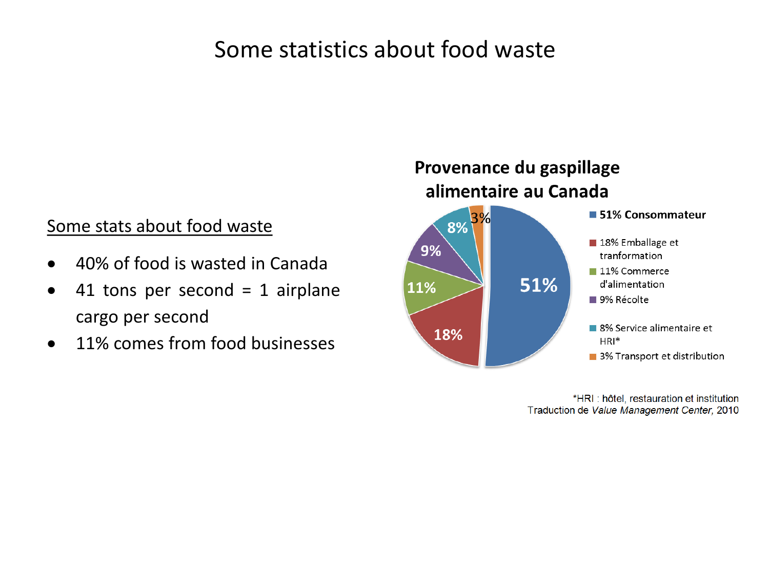# Some statistics about food waste

<u>Some stats about food waste</u>

- 40% of food is wasted in Canada
- 41 tons per second = 1 airplane cargo per second
- 11% comes from food businesses

**Provenance du gaspillage alimentaire au Canada**

51%
18%
11%
9%
8%
3%

**51% Consommateur**
18% Emballage et tranformation
11% Commerce d'alimentation
9% Récolte
8% Service alimentaire et HRI*
3% Transport et distribution

*HRI : hôtel, restauration et institution
Traduction de *Value Management Center*, 2010